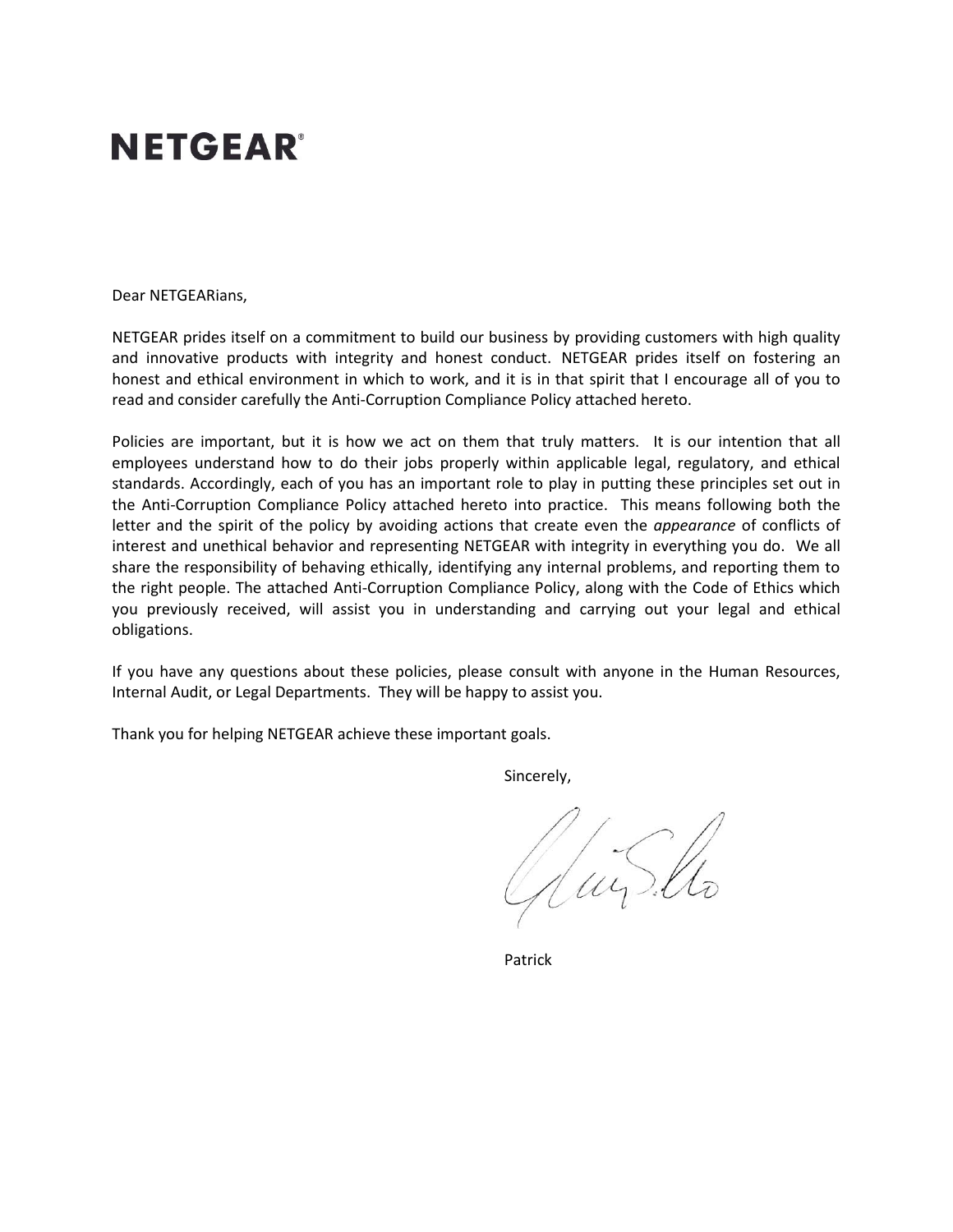# NETGEAR®

Dear NETGEARians,

NETGEAR prides itself on a commitment to build our business by providing customers with high quality and innovative products with integrity and honest conduct. NETGEAR prides itself on fostering an honest and ethical environment in which to work, and it is in that spirit that I encourage all of you to read and consider carefully the Anti-Corruption Compliance Policy attached hereto.

Policies are important, but it is how we act on them that truly matters. It is our intention that all employees understand how to do their jobs properly within applicable legal, regulatory, and ethical standards. Accordingly, each of you has an important role to play in putting these principles set out in the Anti-Corruption Compliance Policy attached hereto into practice. This means following both the letter and the spirit of the policy by avoiding actions that create even the *appearance* of conflicts of interest and unethical behavior and representing NETGEAR with integrity in everything you do. We all share the responsibility of behaving ethically, identifying any internal problems, and reporting them to the right people. The attached Anti-Corruption Compliance Policy, along with the Code of Ethics which you previously received, will assist you in understanding and carrying out your legal and ethical obligations.

If you have any questions about these policies, please consult with anyone in the Human Resources, Internal Audit, or Legal Departments. They will be happy to assist you.

Thank you for helping NETGEAR achieve these important goals.

Sincerely,

Patrick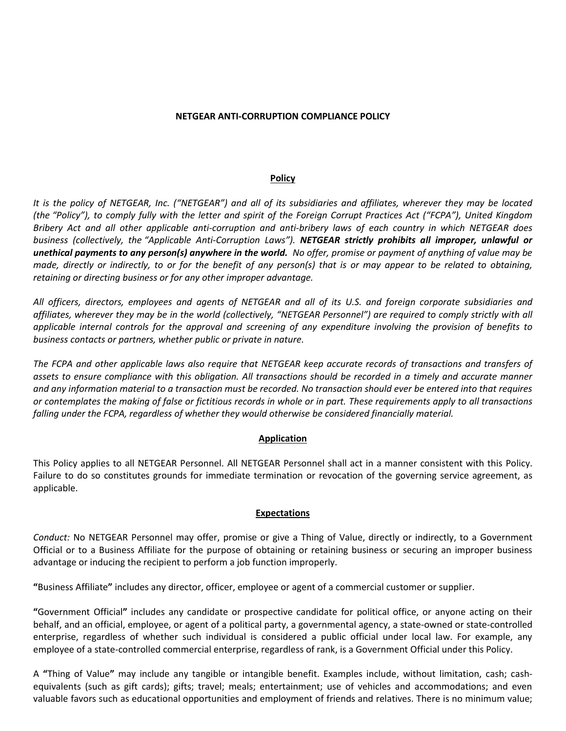**NETGEAR ANTI-CORRUPTION COMPLIANCE POLICY**

**Policy**

*It is the policy of NETGEAR, Inc. ("NETGEAR") and all of its subsidiaries and affiliates, wherever they may be located (the "Policy"), to comply fully with the letter and spirit of the Foreign Corrupt Practices Act ("FCPA"), United Kingdom Bribery Act and all other applicable anti-corruption and anti-bribery laws of each country in which NETGEAR does business (collectively, the "Applicable Anti-Corruption Laws").* ***NETGEAR strictly prohibits all improper, unlawful or unethical payments to any person(s) anywhere in the world.*** *No offer, promise or payment of anything of value may be made, directly or indirectly, to or for the benefit of any person(s) that is or may appear to be related to obtaining, retaining or directing business or for any other improper advantage.*

*All officers, directors, employees and agents of NETGEAR and all of its U.S. and foreign corporate subsidiaries and affiliates, wherever they may be in the world (collectively, "NETGEAR Personnel") are required to comply strictly with all applicable internal controls for the approval and screening of any expenditure involving the provision of benefits to business contacts or partners, whether public or private in nature.*

*The FCPA and other applicable laws also require that NETGEAR keep accurate records of transactions and transfers of assets to ensure compliance with this obligation. All transactions should be recorded in a timely and accurate manner and any information material to a transaction must be recorded. No transaction should ever be entered into that requires or contemplates the making of false or fictitious records in whole or in part. These requirements apply to all transactions falling under the FCPA, regardless of whether they would otherwise be considered financially material.*

**Application**

This Policy applies to all NETGEAR Personnel. All NETGEAR Personnel shall act in a manner consistent with this Policy. Failure to do so constitutes grounds for immediate termination or revocation of the governing service agreement, as applicable.

**Expectations**

*Conduct:* No NETGEAR Personnel may offer, promise or give a Thing of Value, directly or indirectly, to a Government Official or to a Business Affiliate for the purpose of obtaining or retaining business or securing an improper business advantage or inducing the recipient to perform a job function improperly.

**"**Business Affiliate**"** includes any director, officer, employee or agent of a commercial customer or supplier.

**"**Government Official**"** includes any candidate or prospective candidate for political office, or anyone acting on their behalf, and an official, employee, or agent of a political party, a governmental agency, a state-owned or state-controlled enterprise, regardless of whether such individual is considered a public official under local law. For example, any employee of a state-controlled commercial enterprise, regardless of rank, is a Government Official under this Policy.

A **"**Thing of Value**"** may include any tangible or intangible benefit. Examples include, without limitation, cash; cash-equivalents (such as gift cards); gifts; travel; meals; entertainment; use of vehicles and accommodations; and even valuable favors such as educational opportunities and employment of friends and relatives. There is no minimum value;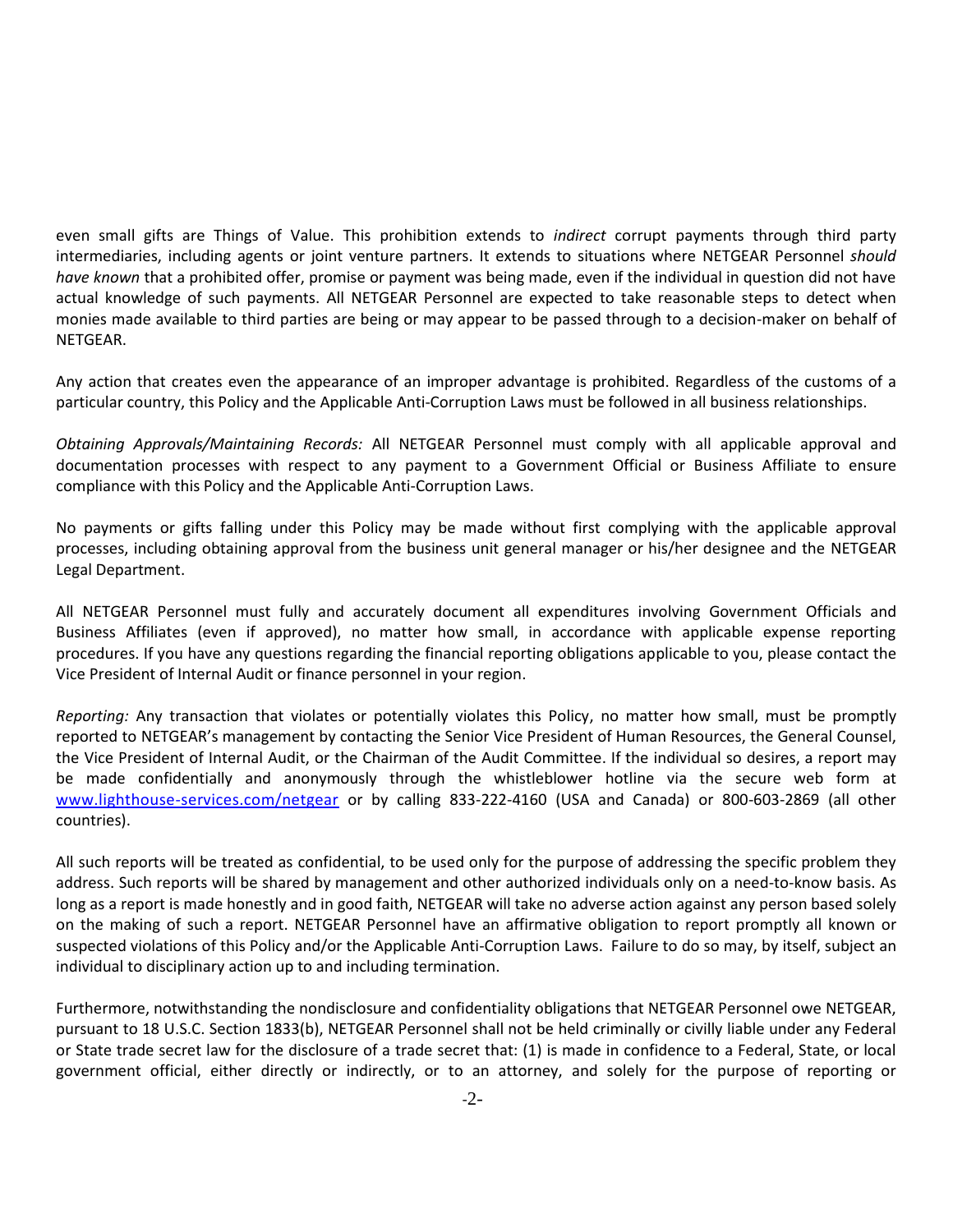even small gifts are Things of Value. This prohibition extends to *indirect* corrupt payments through third party intermediaries, including agents or joint venture partners. It extends to situations where NETGEAR Personnel *should have known* that a prohibited offer, promise or payment was being made, even if the individual in question did not have actual knowledge of such payments. All NETGEAR Personnel are expected to take reasonable steps to detect when monies made available to third parties are being or may appear to be passed through to a decision-maker on behalf of NETGEAR.

Any action that creates even the appearance of an improper advantage is prohibited. Regardless of the customs of a particular country, this Policy and the Applicable Anti-Corruption Laws must be followed in all business relationships.

*Obtaining Approvals/Maintaining Records:* All NETGEAR Personnel must comply with all applicable approval and documentation processes with respect to any payment to a Government Official or Business Affiliate to ensure compliance with this Policy and the Applicable Anti-Corruption Laws.

No payments or gifts falling under this Policy may be made without first complying with the applicable approval processes, including obtaining approval from the business unit general manager or his/her designee and the NETGEAR Legal Department.

All NETGEAR Personnel must fully and accurately document all expenditures involving Government Officials and Business Affiliates (even if approved), no matter how small, in accordance with applicable expense reporting procedures. If you have any questions regarding the financial reporting obligations applicable to you, please contact the Vice President of Internal Audit or finance personnel in your region.

*Reporting:* Any transaction that violates or potentially violates this Policy, no matter how small, must be promptly reported to NETGEAR's management by contacting the Senior Vice President of Human Resources, the General Counsel, the Vice President of Internal Audit, or the Chairman of the Audit Committee. If the individual so desires, a report may be made confidentially and anonymously through the whistleblower hotline via the secure web form at [www.lighthouse-services.com/netgear](http://www.lighthouse-services.com/netgear) or by calling 833-222-4160 (USA and Canada) or 800-603-2869 (all other countries).

All such reports will be treated as confidential, to be used only for the purpose of addressing the specific problem they address. Such reports will be shared by management and other authorized individuals only on a need-to-know basis. As long as a report is made honestly and in good faith, NETGEAR will take no adverse action against any person based solely on the making of such a report. NETGEAR Personnel have an affirmative obligation to report promptly all known or suspected violations of this Policy and/or the Applicable Anti-Corruption Laws. Failure to do so may, by itself, subject an individual to disciplinary action up to and including termination.

Furthermore, notwithstanding the nondisclosure and confidentiality obligations that NETGEAR Personnel owe NETGEAR, pursuant to 18 U.S.C. Section 1833(b), NETGEAR Personnel shall not be held criminally or civilly liable under any Federal or State trade secret law for the disclosure of a trade secret that: (1) is made in confidence to a Federal, State, or local government official, either directly or indirectly, or to an attorney, and solely for the purpose of reporting or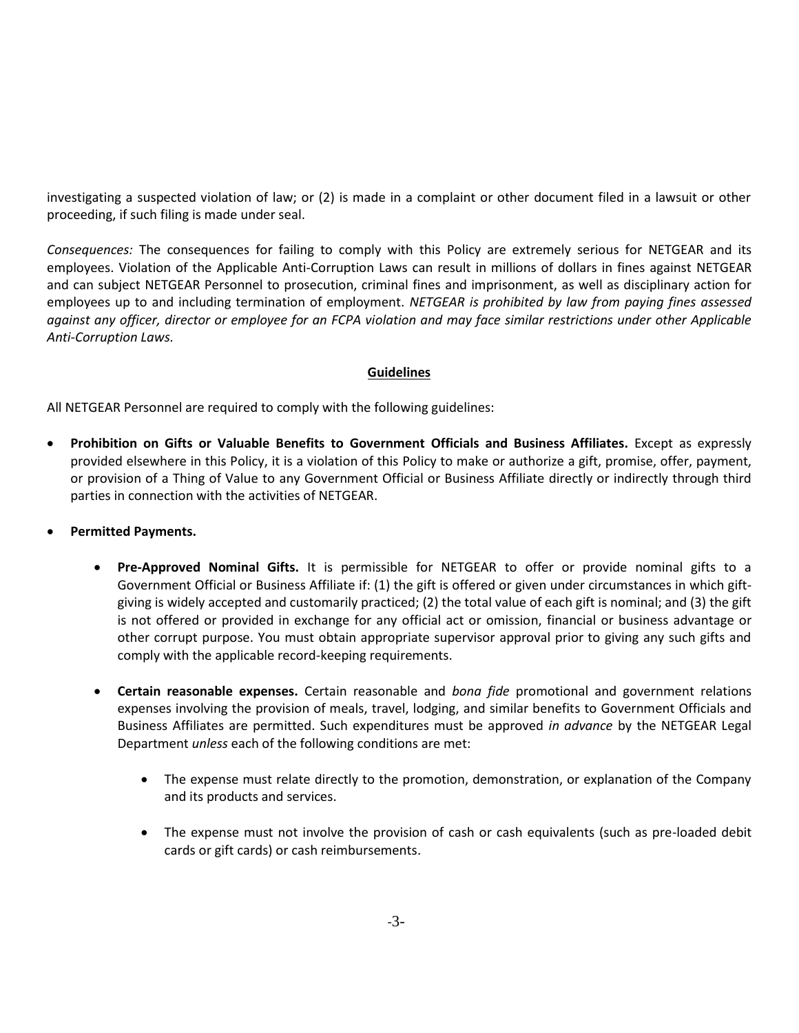investigating a suspected violation of law; or (2) is made in a complaint or other document filed in a lawsuit or other proceeding, if such filing is made under seal.

*Consequences:* The consequences for failing to comply with this Policy are extremely serious for NETGEAR and its employees. Violation of the Applicable Anti-Corruption Laws can result in millions of dollars in fines against NETGEAR and can subject NETGEAR Personnel to prosecution, criminal fines and imprisonment, as well as disciplinary action for employees up to and including termination of employment. *NETGEAR is prohibited by law from paying fines assessed against any officer, director or employee for an FCPA violation and may face similar restrictions under other Applicable Anti-Corruption Laws.*

## Guidelines

All NETGEAR Personnel are required to comply with the following guidelines:

- **Prohibition on Gifts or Valuable Benefits to Government Officials and Business Affiliates.** Except as expressly provided elsewhere in this Policy, it is a violation of this Policy to make or authorize a gift, promise, offer, payment, or provision of a Thing of Value to any Government Official or Business Affiliate directly or indirectly through third parties in connection with the activities of NETGEAR.

- **Permitted Payments.**

  - **Pre-Approved Nominal Gifts.** It is permissible for NETGEAR to offer or provide nominal gifts to a Government Official or Business Affiliate if: (1) the gift is offered or given under circumstances in which gift-giving is widely accepted and customarily practiced; (2) the total value of each gift is nominal; and (3) the gift is not offered or provided in exchange for any official act or omission, financial or business advantage or other corrupt purpose. You must obtain appropriate supervisor approval prior to giving any such gifts and comply with the applicable record-keeping requirements.

  - **Certain reasonable expenses.** Certain reasonable and *bona fide* promotional and government relations expenses involving the provision of meals, travel, lodging, and similar benefits to Government Officials and Business Affiliates are permitted. Such expenditures must be approved *in advance* by the NETGEAR Legal Department *unless* each of the following conditions are met:

    - The expense must relate directly to the promotion, demonstration, or explanation of the Company and its products and services.

    - The expense must not involve the provision of cash or cash equivalents (such as pre-loaded debit cards or gift cards) or cash reimbursements.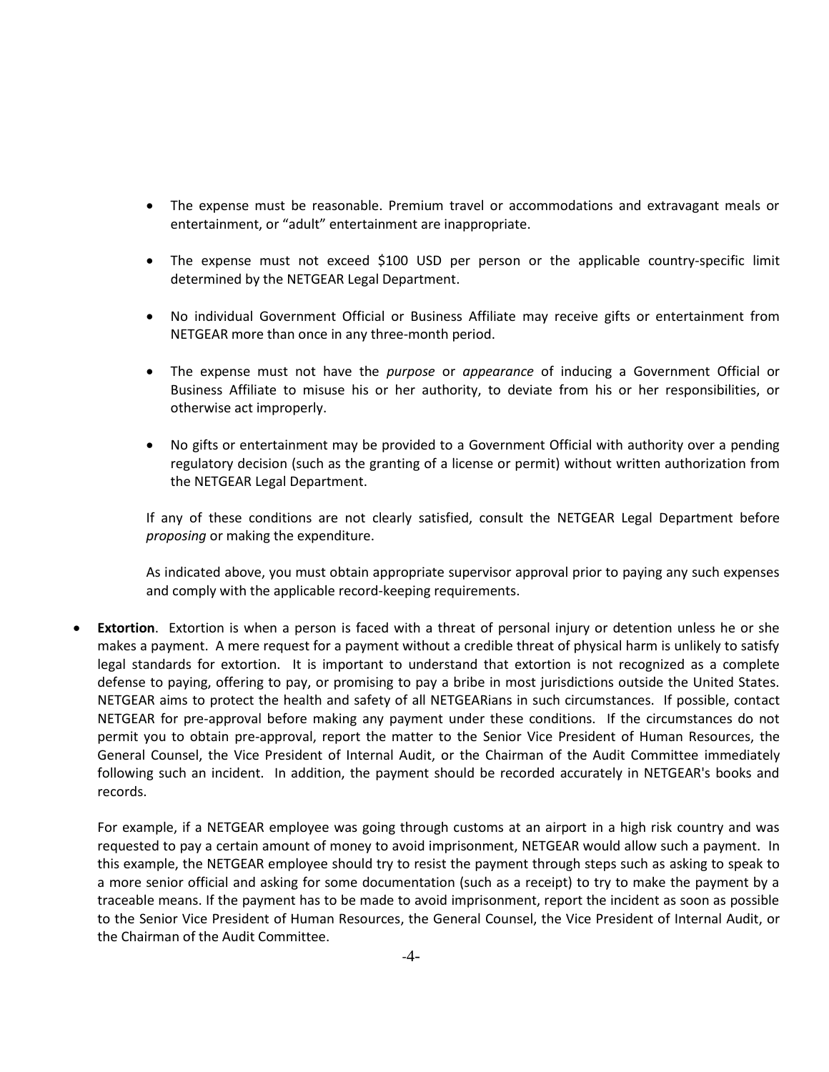- The expense must be reasonable. Premium travel or accommodations and extravagant meals or entertainment, or "adult" entertainment are inappropriate.

- The expense must not exceed $100 USD per person or the applicable country-specific limit determined by the NETGEAR Legal Department.

- No individual Government Official or Business Affiliate may receive gifts or entertainment from NETGEAR more than once in any three-month period.

- The expense must not have the *purpose* or *appearance* of inducing a Government Official or Business Affiliate to misuse his or her authority, to deviate from his or her responsibilities, or otherwise act improperly.

- No gifts or entertainment may be provided to a Government Official with authority over a pending regulatory decision (such as the granting of a license or permit) without written authorization from the NETGEAR Legal Department.

  If any of these conditions are not clearly satisfied, consult the NETGEAR Legal Department before *proposing* or making the expenditure.

  As indicated above, you must obtain appropriate supervisor approval prior to paying any such expenses and comply with the applicable record-keeping requirements.

- **Extortion**. Extortion is when a person is faced with a threat of personal injury or detention unless he or she makes a payment. A mere request for a payment without a credible threat of physical harm is unlikely to satisfy legal standards for extortion. It is important to understand that extortion is not recognized as a complete defense to paying, offering to pay, or promising to pay a bribe in most jurisdictions outside the United States. NETGEAR aims to protect the health and safety of all NETGEARians in such circumstances. If possible, contact NETGEAR for pre-approval before making any payment under these conditions. If the circumstances do not permit you to obtain pre-approval, report the matter to the Senior Vice President of Human Resources, the General Counsel, the Vice President of Internal Audit, or the Chairman of the Audit Committee immediately following such an incident. In addition, the payment should be recorded accurately in NETGEAR's books and records.

  For example, if a NETGEAR employee was going through customs at an airport in a high risk country and was requested to pay a certain amount of money to avoid imprisonment, NETGEAR would allow such a payment. In this example, the NETGEAR employee should try to resist the payment through steps such as asking to speak to a more senior official and asking for some documentation (such as a receipt) to try to make the payment by a traceable means. If the payment has to be made to avoid imprisonment, report the incident as soon as possible to the Senior Vice President of Human Resources, the General Counsel, the Vice President of Internal Audit, or the Chairman of the Audit Committee.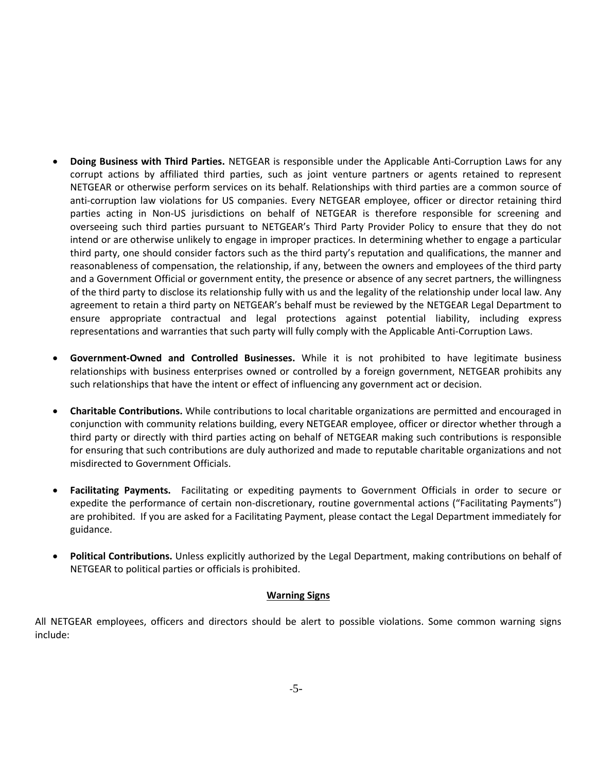- **Doing Business with Third Parties.** NETGEAR is responsible under the Applicable Anti-Corruption Laws for any corrupt actions by affiliated third parties, such as joint venture partners or agents retained to represent NETGEAR or otherwise perform services on its behalf. Relationships with third parties are a common source of anti-corruption law violations for US companies. Every NETGEAR employee, officer or director retaining third parties acting in Non-US jurisdictions on behalf of NETGEAR is therefore responsible for screening and overseeing such third parties pursuant to NETGEAR's Third Party Provider Policy to ensure that they do not intend or are otherwise unlikely to engage in improper practices. In determining whether to engage a particular third party, one should consider factors such as the third party's reputation and qualifications, the manner and reasonableness of compensation, the relationship, if any, between the owners and employees of the third party and a Government Official or government entity, the presence or absence of any secret partners, the willingness of the third party to disclose its relationship fully with us and the legality of the relationship under local law. Any agreement to retain a third party on NETGEAR's behalf must be reviewed by the NETGEAR Legal Department to ensure appropriate contractual and legal protections against potential liability, including express representations and warranties that such party will fully comply with the Applicable Anti-Corruption Laws.

- **Government-Owned and Controlled Businesses.** While it is not prohibited to have legitimate business relationships with business enterprises owned or controlled by a foreign government, NETGEAR prohibits any such relationships that have the intent or effect of influencing any government act or decision.

- **Charitable Contributions.** While contributions to local charitable organizations are permitted and encouraged in conjunction with community relations building, every NETGEAR employee, officer or director whether through a third party or directly with third parties acting on behalf of NETGEAR making such contributions is responsible for ensuring that such contributions are duly authorized and made to reputable charitable organizations and not misdirected to Government Officials.

- **Facilitating Payments.** Facilitating or expediting payments to Government Officials in order to secure or expedite the performance of certain non-discretionary, routine governmental actions ("Facilitating Payments") are prohibited. If you are asked for a Facilitating Payment, please contact the Legal Department immediately for guidance.

- **Political Contributions.** Unless explicitly authorized by the Legal Department, making contributions on behalf of NETGEAR to political parties or officials is prohibited.

## Warning Signs

All NETGEAR employees, officers and directors should be alert to possible violations. Some common warning signs include: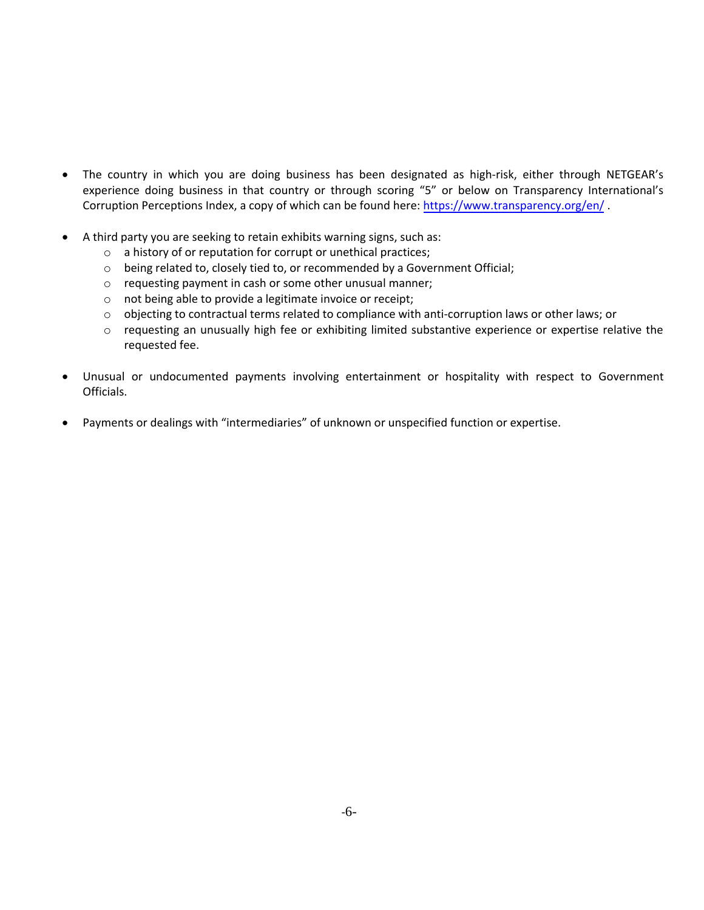- The country in which you are doing business has been designated as high-risk, either through NETGEAR's experience doing business in that country or through scoring "5" or below on Transparency International's Corruption Perceptions Index, a copy of which can be found here: https://www.transparency.org/en/ .

- A third party you are seeking to retain exhibits warning signs, such as:
  - a history of or reputation for corrupt or unethical practices;
  - being related to, closely tied to, or recommended by a Government Official;
  - requesting payment in cash or some other unusual manner;
  - not being able to provide a legitimate invoice or receipt;
  - objecting to contractual terms related to compliance with anti-corruption laws or other laws; or
  - requesting an unusually high fee or exhibiting limited substantive experience or expertise relative the requested fee.

- Unusual or undocumented payments involving entertainment or hospitality with respect to Government Officials.

- Payments or dealings with "intermediaries" of unknown or unspecified function or expertise.